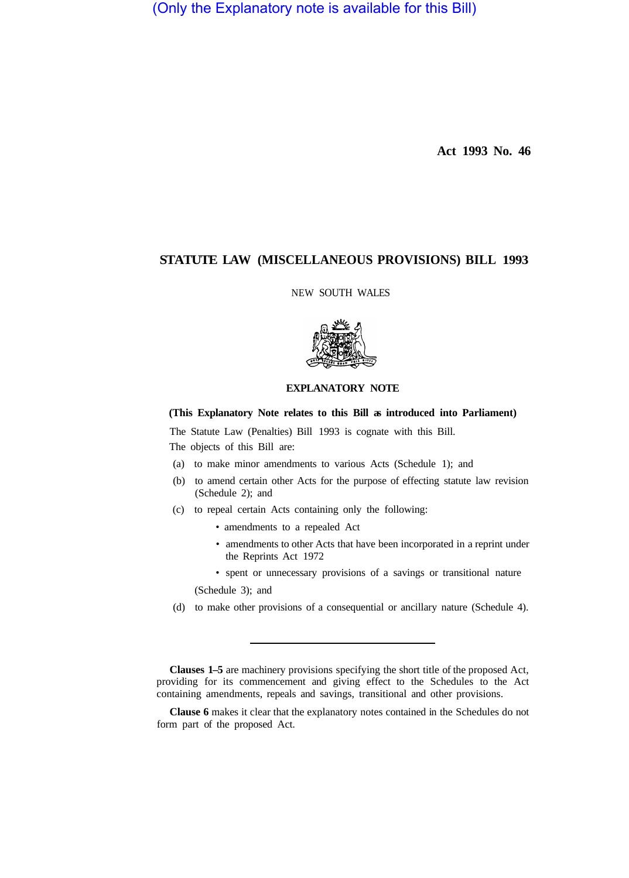(Only the Explanatory note is available for this Bill)

**Act 1993 No. 46**

# STATUTE LAW (MISCELLANEOUS PROVISIONS) BILL 1993

NEW SOUTH WALES

## EXPLANATORY NOTE

**(This Explanatory Note relates to this Bill as introduced into Parliament)**

The Statute Law (Penalties) Bill 1993 is cognate with this Bill.

The objects of this Bill are:

(a) to make minor amendments to various Acts (Schedule 1); and

(b) to amend certain other Acts for the purpose of effecting statute law revision (Schedule 2); and

(c) to repeal certain Acts containing only the following:

- amendments to a repealed Act
- amendments to other Acts that have been incorporated in a reprint under the Reprints Act 1972
- spent or unnecessary provisions of a savings or transitional nature

(Schedule 3); and

(d) to make other provisions of a consequential or ancillary nature (Schedule 4).

---

**Clauses 1–5** are machinery provisions specifying the short title of the proposed Act, providing for its commencement and giving effect to the Schedules to the Act containing amendments, repeals and savings, transitional and other provisions.

**Clause 6** makes it clear that the explanatory notes contained in the Schedules do not form part of the proposed Act.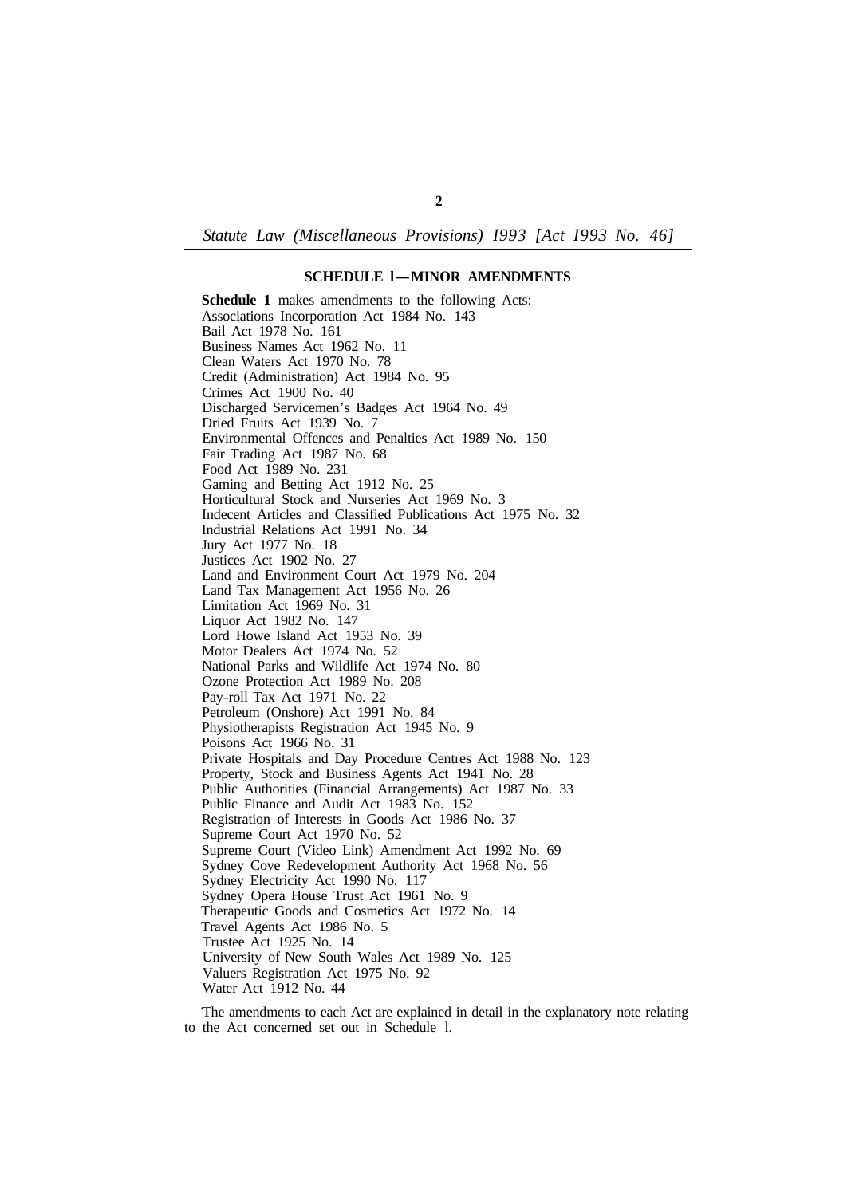## SCHEDULE 1—MINOR AMENDMENTS

**Schedule 1** makes amendments to the following Acts:

Associations Incorporation Act 1984 No. 143
Bail Act 1978 No. 161
Business Names Act 1962 No. 11
Clean Waters Act 1970 No. 78
Credit (Administration) Act 1984 No. 95
Crimes Act 1900 No. 40
Discharged Servicemen's Badges Act 1964 No. 49
Dried Fruits Act 1939 No. 7
Environmental Offences and Penalties Act 1989 No. 150
Fair Trading Act 1987 No. 68
Food Act 1989 No. 231
Gaming and Betting Act 1912 No. 25
Horticultural Stock and Nurseries Act 1969 No. 3
Indecent Articles and Classified Publications Act 1975 No. 32
Industrial Relations Act 1991 No. 34
Jury Act 1977 No. 18
Justices Act 1902 No. 27
Land and Environment Court Act 1979 No. 204
Land Tax Management Act 1956 No. 26
Limitation Act 1969 No. 31
Liquor Act 1982 No. 147
Lord Howe Island Act 1953 No. 39
Motor Dealers Act 1974 No. 52
National Parks and Wildlife Act 1974 No. 80
Ozone Protection Act 1989 No. 208
Pay-roll Tax Act 1971 No. 22
Petroleum (Onshore) Act 1991 No. 84
Physiotherapists Registration Act 1945 No. 9
Poisons Act 1966 No. 31
Private Hospitals and Day Procedure Centres Act 1988 No. 123
Property, Stock and Business Agents Act 1941 No. 28
Public Authorities (Financial Arrangements) Act 1987 No. 33
Public Finance and Audit Act 1983 No. 152
Registration of Interests in Goods Act 1986 No. 37
Supreme Court Act 1970 No. 52
Supreme Court (Video Link) Amendment Act 1992 No. 69
Sydney Cove Redevelopment Authority Act 1968 No. 56
Sydney Electricity Act 1990 No. 117
Sydney Opera House Trust Act 1961 No. 9
Therapeutic Goods and Cosmetics Act 1972 No. 14
Travel Agents Act 1986 No. 5
Trustee Act 1925 No. 14
University of New South Wales Act 1989 No. 125
Valuers Registration Act 1975 No. 92
Water Act 1912 No. 44

The amendments to each Act are explained in detail in the explanatory note relating to the Act concerned set out in Schedule 1.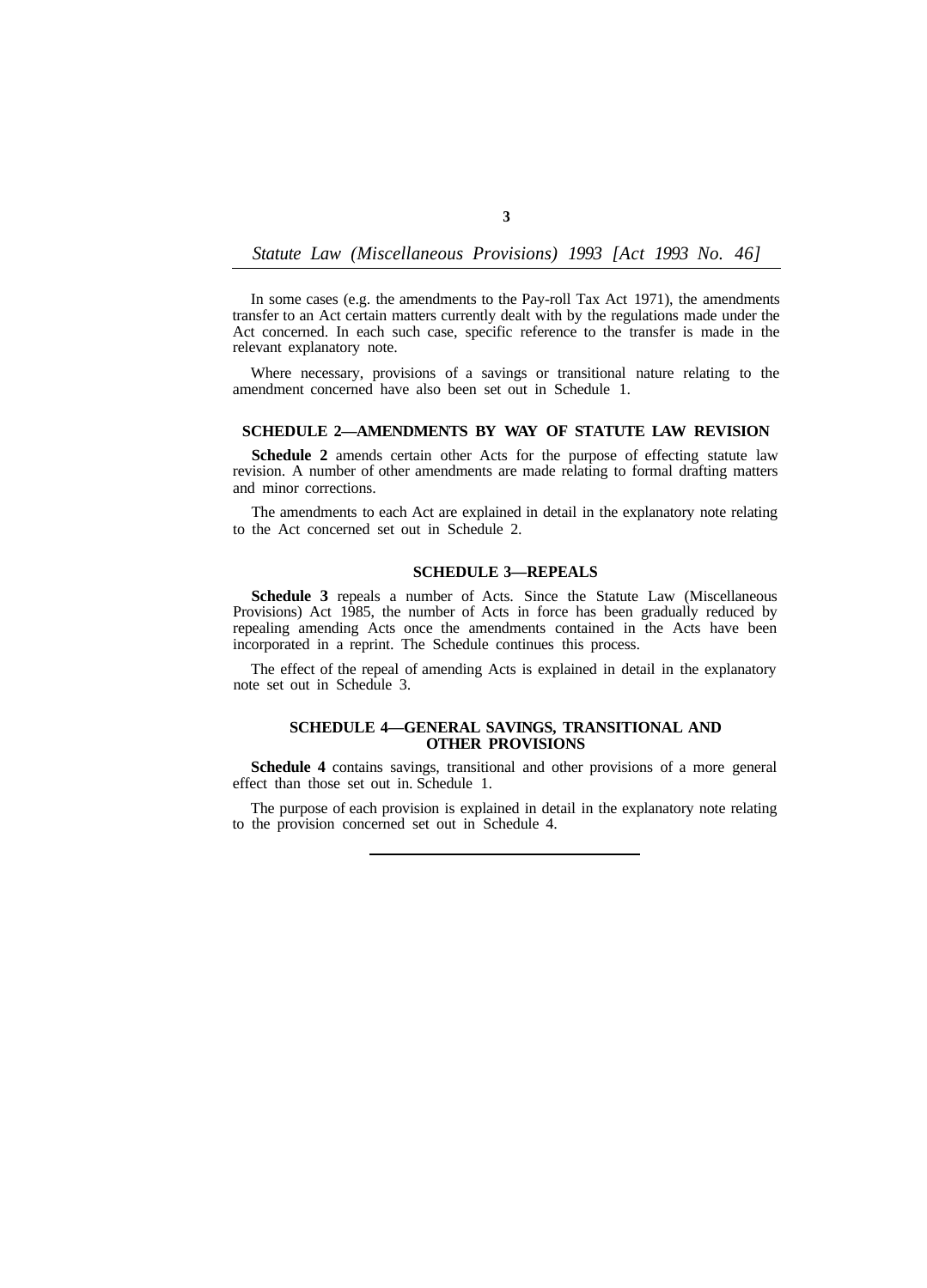In some cases (e.g. the amendments to the Pay-roll Tax Act 1971), the amendments transfer to an Act certain matters currently dealt with by the regulations made under the Act concerned. In each such case, specific reference to the transfer is made in the relevant explanatory note.

Where necessary, provisions of a savings or transitional nature relating to the amendment concerned have also been set out in Schedule 1.

## SCHEDULE 2—AMENDMENTS BY WAY OF STATUTE LAW REVISION

**Schedule 2** amends certain other Acts for the purpose of effecting statute law revision. A number of other amendments are made relating to formal drafting matters and minor corrections.

The amendments to each Act are explained in detail in the explanatory note relating to the Act concerned set out in Schedule 2.

## SCHEDULE 3—REPEALS

**Schedule 3** repeals a number of Acts. Since the Statute Law (Miscellaneous Provisions) Act 1985, the number of Acts in force has been gradually reduced by repealing amending Acts once the amendments contained in the Acts have been incorporated in a reprint. The Schedule continues this process.

The effect of the repeal of amending Acts is explained in detail in the explanatory note set out in Schedule 3.

## SCHEDULE 4—GENERAL SAVINGS, TRANSITIONAL AND OTHER PROVISIONS

**Schedule 4** contains savings, transitional and other provisions of a more general effect than those set out in. Schedule 1.

The purpose of each provision is explained in detail in the explanatory note relating to the provision concerned set out in Schedule 4.